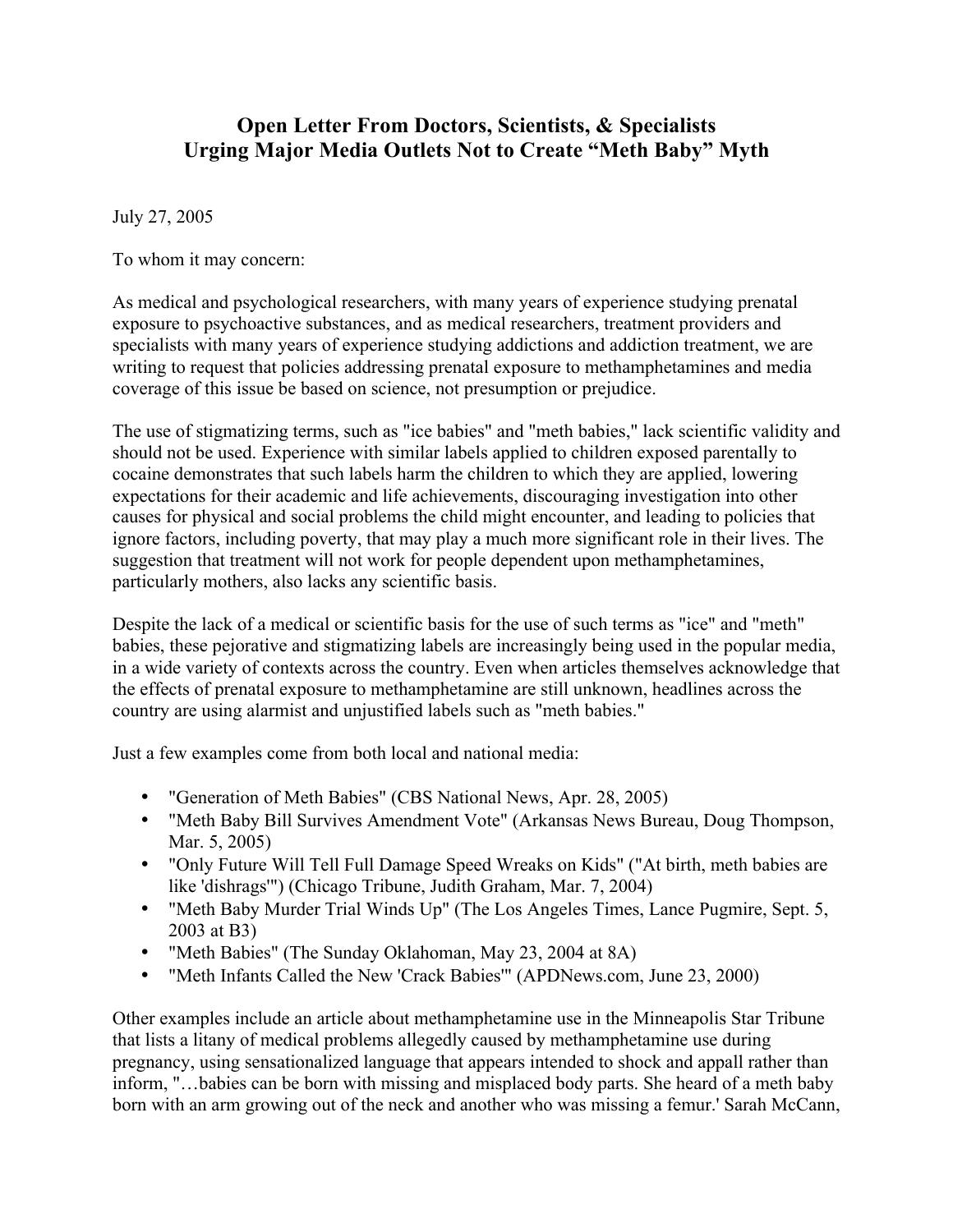# Open Letter From Doctors, Scientists, & Specialists Urging Major Media Outlets Not to Create "Meth Baby" Myth

July 27, 2005

To whom it may concern:

As medical and psychological researchers, with many years of experience studying prenatal exposure to psychoactive substances, and as medical researchers, treatment providers and specialists with many years of experience studying addictions and addiction treatment, we are writing to request that policies addressing prenatal exposure to methamphetamines and media coverage of this issue be based on science, not presumption or prejudice.

The use of stigmatizing terms, such as "ice babies" and "meth babies," lack scientific validity and should not be used. Experience with similar labels applied to children exposed parentally to cocaine demonstrates that such labels harm the children to which they are applied, lowering expectations for their academic and life achievements, discouraging investigation into other causes for physical and social problems the child might encounter, and leading to policies that ignore factors, including poverty, that may play a much more significant role in their lives. The suggestion that treatment will not work for people dependent upon methamphetamines, particularly mothers, also lacks any scientific basis.

Despite the lack of a medical or scientific basis for the use of such terms as "ice" and "meth" babies, these pejorative and stigmatizing labels are increasingly being used in the popular media, in a wide variety of contexts across the country. Even when articles themselves acknowledge that the effects of prenatal exposure to methamphetamine are still unknown, headlines across the country are using alarmist and unjustified labels such as "meth babies."

Just a few examples come from both local and national media:

- "Generation of Meth Babies" (CBS National News, Apr. 28, 2005)
- "Meth Baby Bill Survives Amendment Vote" (Arkansas News Bureau, Doug Thompson, Mar. 5, 2005)
- "Only Future Will Tell Full Damage Speed Wreaks on Kids" ("At birth, meth babies are like 'dishrags'") (Chicago Tribune, Judith Graham, Mar. 7, 2004)
- "Meth Baby Murder Trial Winds Up" (The Los Angeles Times, Lance Pugmire, Sept. 5, 2003 at B3)
- "Meth Babies" (The Sunday Oklahoman, May 23, 2004 at 8A)
- "Meth Infants Called the New 'Crack Babies'" (APDNews.com, June 23, 2000)

Other examples include an article about methamphetamine use in the Minneapolis Star Tribune that lists a litany of medical problems allegedly caused by methamphetamine use during pregnancy, using sensationalized language that appears intended to shock and appall rather than inform, "…babies can be born with missing and misplaced body parts. She heard of a meth baby born with an arm growing out of the neck and another who was missing a femur.' Sarah McCann,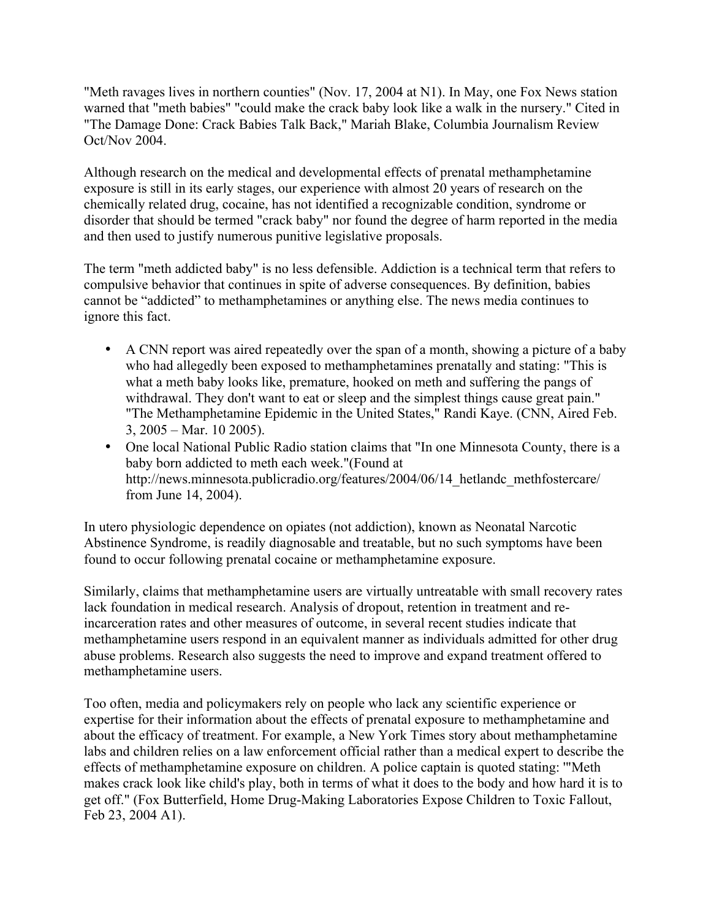"Meth ravages lives in northern counties" (Nov. 17, 2004 at N1). In May, one Fox News station warned that "meth babies" "could make the crack baby look like a walk in the nursery." Cited in "The Damage Done: Crack Babies Talk Back," Mariah Blake, Columbia Journalism Review Oct/Nov 2004.

Although research on the medical and developmental effects of prenatal methamphetamine exposure is still in its early stages, our experience with almost 20 years of research on the chemically related drug, cocaine, has not identified a recognizable condition, syndrome or disorder that should be termed "crack baby" nor found the degree of harm reported in the media and then used to justify numerous punitive legislative proposals.

The term "meth addicted baby" is no less defensible. Addiction is a technical term that refers to compulsive behavior that continues in spite of adverse consequences. By definition, babies cannot be "addicted" to methamphetamines or anything else. The news media continues to ignore this fact.

- A CNN report was aired repeatedly over the span of a month, showing a picture of a baby who had allegedly been exposed to methamphetamines prenatally and stating: "This is what a meth baby looks like, premature, hooked on meth and suffering the pangs of withdrawal. They don't want to eat or sleep and the simplest things cause great pain." "The Methamphetamine Epidemic in the United States," Randi Kaye. (CNN, Aired Feb. 3, 2005 – Mar. 10 2005).
- One local National Public Radio station claims that "In one Minnesota County, there is a baby born addicted to meth each week."(Found at http://news.minnesota.publicradio.org/features/2004/06/14_hetlandc_methfostercare/ from June 14, 2004).

In utero physiologic dependence on opiates (not addiction), known as Neonatal Narcotic Abstinence Syndrome, is readily diagnosable and treatable, but no such symptoms have been found to occur following prenatal cocaine or methamphetamine exposure.

Similarly, claims that methamphetamine users are virtually untreatable with small recovery rates lack foundation in medical research. Analysis of dropout, retention in treatment and re-incarceration rates and other measures of outcome, in several recent studies indicate that methamphetamine users respond in an equivalent manner as individuals admitted for other drug abuse problems. Research also suggests the need to improve and expand treatment offered to methamphetamine users.

Too often, media and policymakers rely on people who lack any scientific experience or expertise for their information about the effects of prenatal exposure to methamphetamine and about the efficacy of treatment. For example, a New York Times story about methamphetamine labs and children relies on a law enforcement official rather than a medical expert to describe the effects of methamphetamine exposure on children. A police captain is quoted stating: '"Meth makes crack look like child's play, both in terms of what it does to the body and how hard it is to get off." (Fox Butterfield, Home Drug-Making Laboratories Expose Children to Toxic Fallout, Feb 23, 2004 A1).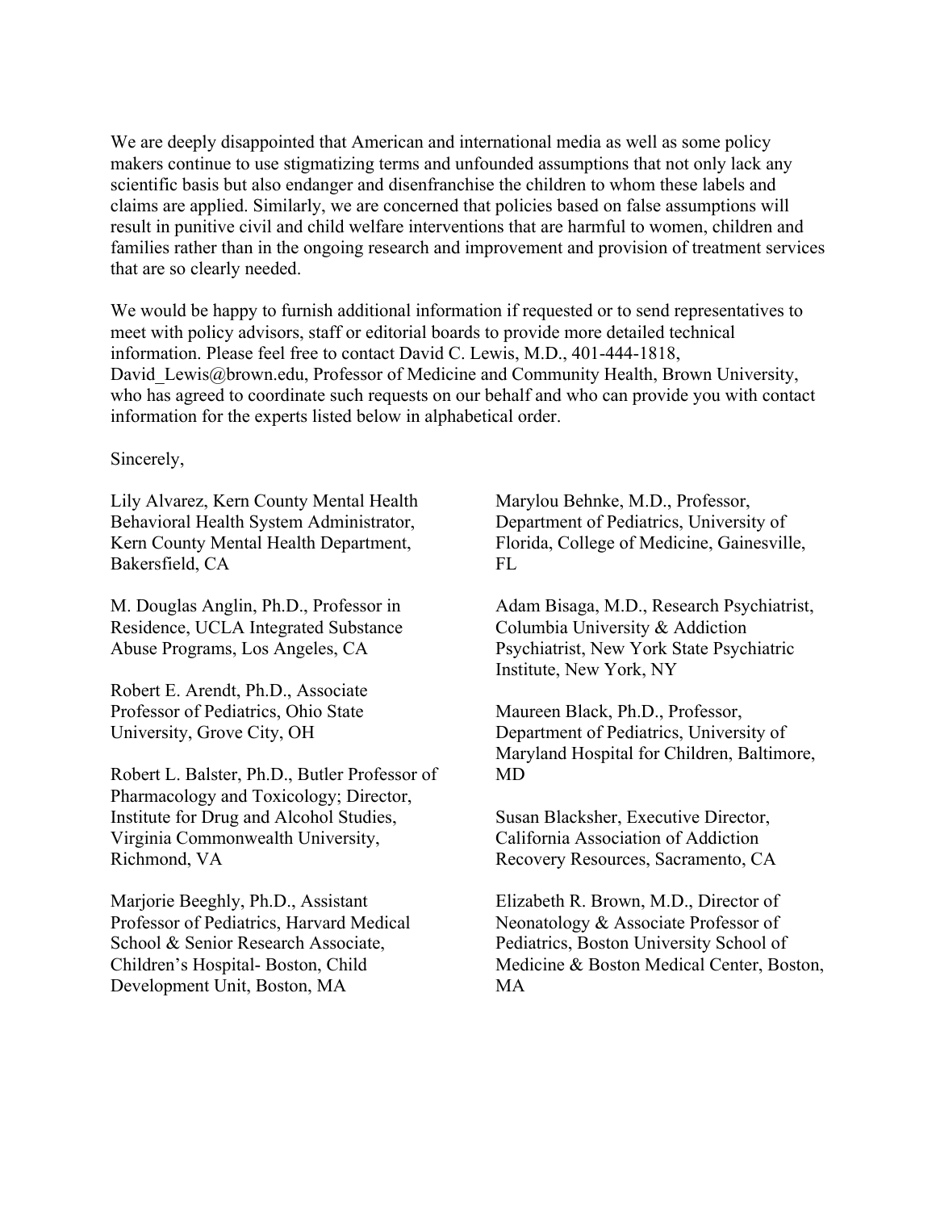We are deeply disappointed that American and international media as well as some policy makers continue to use stigmatizing terms and unfounded assumptions that not only lack any scientific basis but also endanger and disenfranchise the children to whom these labels and claims are applied. Similarly, we are concerned that policies based on false assumptions will result in punitive civil and child welfare interventions that are harmful to women, children and families rather than in the ongoing research and improvement and provision of treatment services that are so clearly needed.

We would be happy to furnish additional information if requested or to send representatives to meet with policy advisors, staff or editorial boards to provide more detailed technical information. Please feel free to contact David C. Lewis, M.D., 401-444-1818, David_Lewis@brown.edu, Professor of Medicine and Community Health, Brown University, who has agreed to coordinate such requests on our behalf and who can provide you with contact information for the experts listed below in alphabetical order.

Sincerely,

Lily Alvarez, Kern County Mental Health Behavioral Health System Administrator, Kern County Mental Health Department, Bakersfield, CA

M. Douglas Anglin, Ph.D., Professor in Residence, UCLA Integrated Substance Abuse Programs, Los Angeles, CA

Robert E. Arendt, Ph.D., Associate Professor of Pediatrics, Ohio State University, Grove City, OH

Robert L. Balster, Ph.D., Butler Professor of Pharmacology and Toxicology; Director, Institute for Drug and Alcohol Studies, Virginia Commonwealth University, Richmond, VA

Marjorie Beeghly, Ph.D., Assistant Professor of Pediatrics, Harvard Medical School & Senior Research Associate, Children's Hospital- Boston, Child Development Unit, Boston, MA

Marylou Behnke, M.D., Professor, Department of Pediatrics, University of Florida, College of Medicine, Gainesville, FL

Adam Bisaga, M.D., Research Psychiatrist, Columbia University & Addiction Psychiatrist, New York State Psychiatric Institute, New York, NY

Maureen Black, Ph.D., Professor, Department of Pediatrics, University of Maryland Hospital for Children, Baltimore, MD

Susan Blacksher, Executive Director, California Association of Addiction Recovery Resources, Sacramento, CA

Elizabeth R. Brown, M.D., Director of Neonatology & Associate Professor of Pediatrics, Boston University School of Medicine & Boston Medical Center, Boston, MA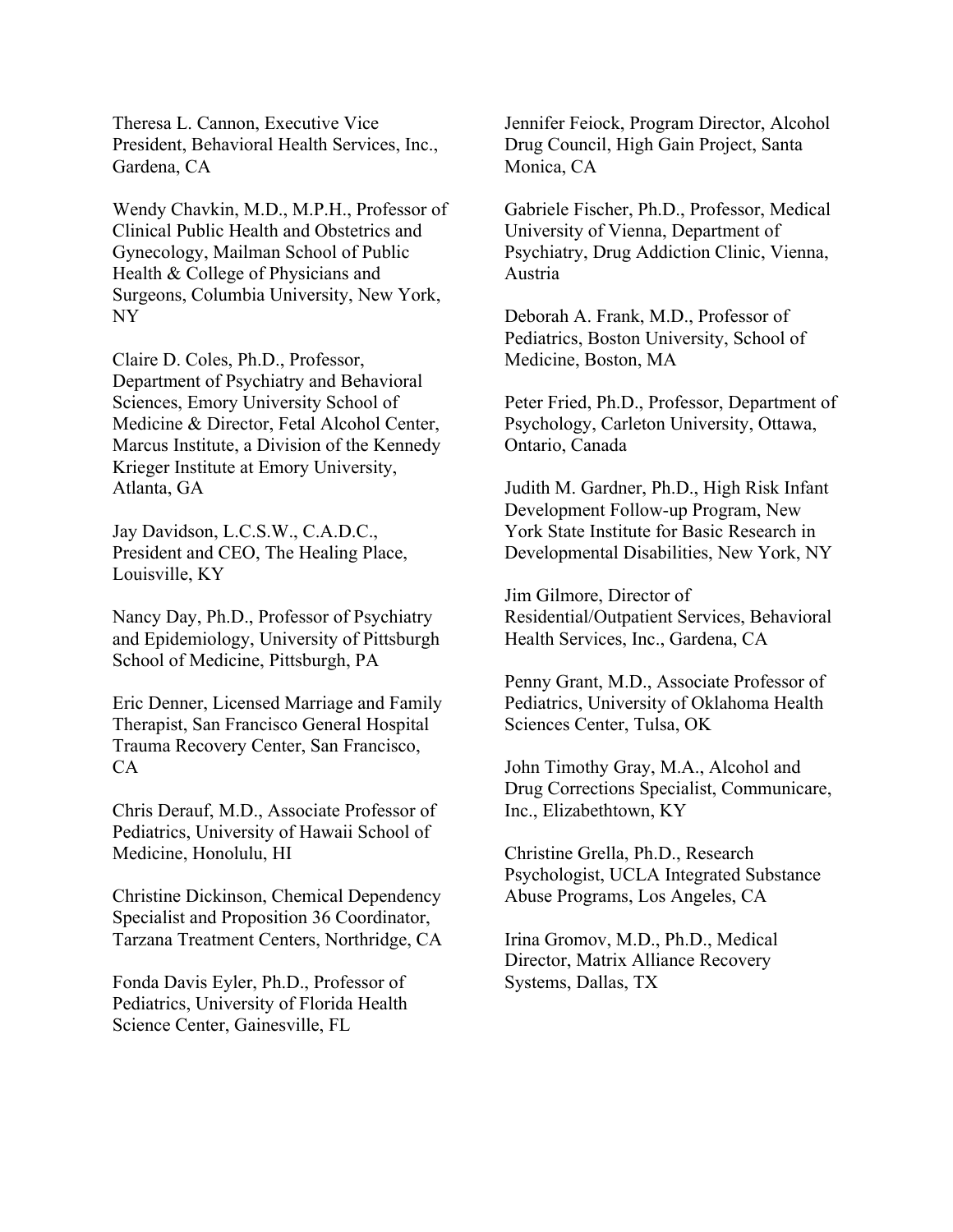Theresa L. Cannon, Executive Vice President, Behavioral Health Services, Inc., Gardena, CA

Wendy Chavkin, M.D., M.P.H., Professor of Clinical Public Health and Obstetrics and Gynecology, Mailman School of Public Health & College of Physicians and Surgeons, Columbia University, New York, NY

Claire D. Coles, Ph.D., Professor, Department of Psychiatry and Behavioral Sciences, Emory University School of Medicine & Director, Fetal Alcohol Center, Marcus Institute, a Division of the Kennedy Krieger Institute at Emory University, Atlanta, GA

Jay Davidson, L.C.S.W., C.A.D.C., President and CEO, The Healing Place, Louisville, KY

Nancy Day, Ph.D., Professor of Psychiatry and Epidemiology, University of Pittsburgh School of Medicine, Pittsburgh, PA

Eric Denner, Licensed Marriage and Family Therapist, San Francisco General Hospital Trauma Recovery Center, San Francisco, CA

Chris Derauf, M.D., Associate Professor of Pediatrics, University of Hawaii School of Medicine, Honolulu, HI

Christine Dickinson, Chemical Dependency Specialist and Proposition 36 Coordinator, Tarzana Treatment Centers, Northridge, CA

Fonda Davis Eyler, Ph.D., Professor of Pediatrics, University of Florida Health Science Center, Gainesville, FL

Jennifer Feiock, Program Director, Alcohol Drug Council, High Gain Project, Santa Monica, CA

Gabriele Fischer, Ph.D., Professor, Medical University of Vienna, Department of Psychiatry, Drug Addiction Clinic, Vienna, Austria

Deborah A. Frank, M.D., Professor of Pediatrics, Boston University, School of Medicine, Boston, MA

Peter Fried, Ph.D., Professor, Department of Psychology, Carleton University, Ottawa, Ontario, Canada

Judith M. Gardner, Ph.D., High Risk Infant Development Follow-up Program, New York State Institute for Basic Research in Developmental Disabilities, New York, NY

Jim Gilmore, Director of Residential/Outpatient Services, Behavioral Health Services, Inc., Gardena, CA

Penny Grant, M.D., Associate Professor of Pediatrics, University of Oklahoma Health Sciences Center, Tulsa, OK

John Timothy Gray, M.A., Alcohol and Drug Corrections Specialist, Communicare, Inc., Elizabethtown, KY

Christine Grella, Ph.D., Research Psychologist, UCLA Integrated Substance Abuse Programs, Los Angeles, CA

Irina Gromov, M.D., Ph.D., Medical Director, Matrix Alliance Recovery Systems, Dallas, TX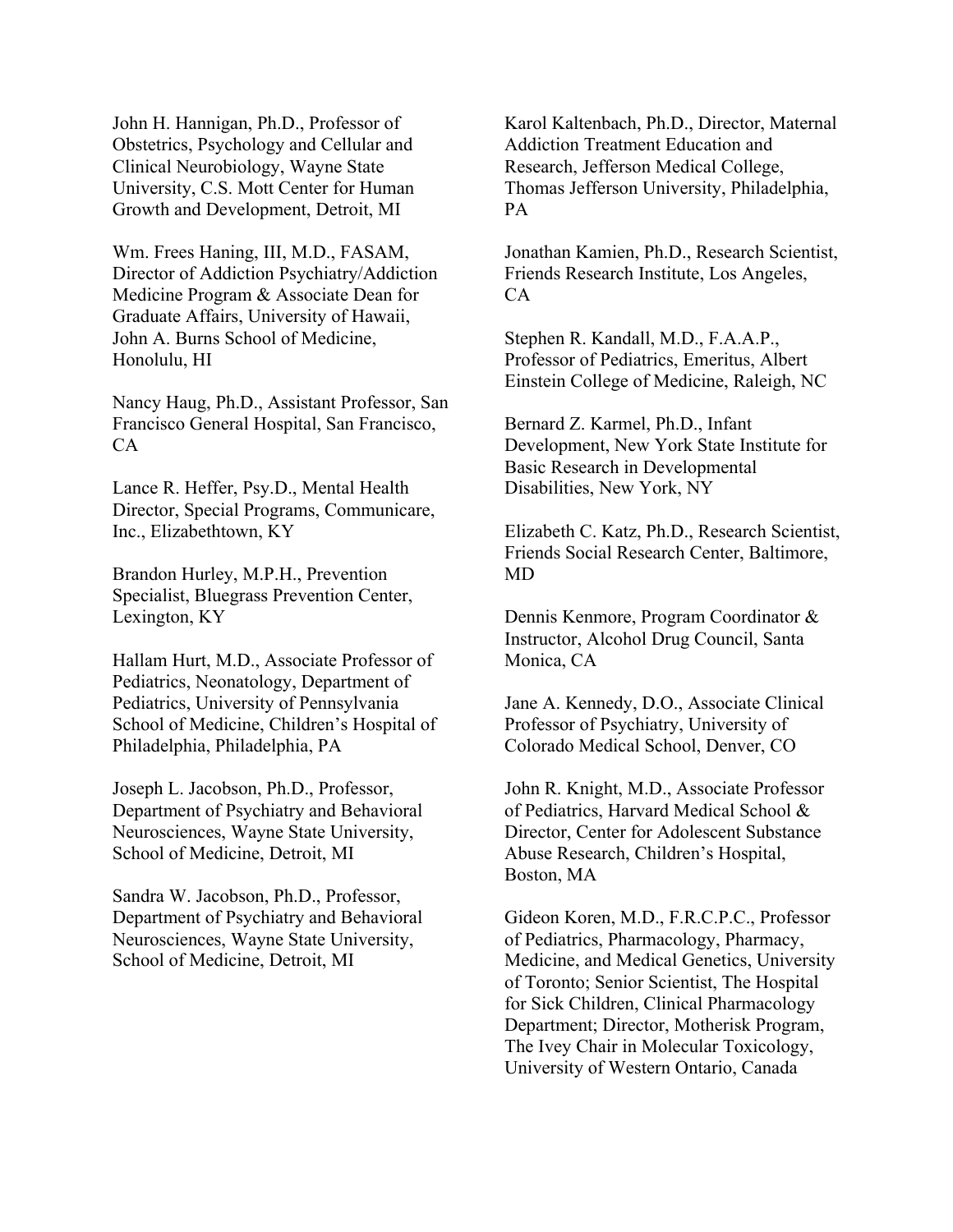John H. Hannigan, Ph.D., Professor of Obstetrics, Psychology and Cellular and Clinical Neurobiology, Wayne State University, C.S. Mott Center for Human Growth and Development, Detroit, MI

Wm. Frees Haning, III, M.D., FASAM, Director of Addiction Psychiatry/Addiction Medicine Program & Associate Dean for Graduate Affairs, University of Hawaii, John A. Burns School of Medicine, Honolulu, HI

Nancy Haug, Ph.D., Assistant Professor, San Francisco General Hospital, San Francisco, CA

Lance R. Heffer, Psy.D., Mental Health Director, Special Programs, Communicare, Inc., Elizabethtown, KY

Brandon Hurley, M.P.H., Prevention Specialist, Bluegrass Prevention Center, Lexington, KY

Hallam Hurt, M.D., Associate Professor of Pediatrics, Neonatology, Department of Pediatrics, University of Pennsylvania School of Medicine, Children's Hospital of Philadelphia, Philadelphia, PA

Joseph L. Jacobson, Ph.D., Professor, Department of Psychiatry and Behavioral Neurosciences, Wayne State University, School of Medicine, Detroit, MI

Sandra W. Jacobson, Ph.D., Professor, Department of Psychiatry and Behavioral Neurosciences, Wayne State University, School of Medicine, Detroit, MI

Karol Kaltenbach, Ph.D., Director, Maternal Addiction Treatment Education and Research, Jefferson Medical College, Thomas Jefferson University, Philadelphia, PA

Jonathan Kamien, Ph.D., Research Scientist, Friends Research Institute, Los Angeles, CA

Stephen R. Kandall, M.D., F.A.A.P., Professor of Pediatrics, Emeritus, Albert Einstein College of Medicine, Raleigh, NC

Bernard Z. Karmel, Ph.D., Infant Development, New York State Institute for Basic Research in Developmental Disabilities, New York, NY

Elizabeth C. Katz, Ph.D., Research Scientist, Friends Social Research Center, Baltimore, MD

Dennis Kenmore, Program Coordinator & Instructor, Alcohol Drug Council, Santa Monica, CA

Jane A. Kennedy, D.O., Associate Clinical Professor of Psychiatry, University of Colorado Medical School, Denver, CO

John R. Knight, M.D., Associate Professor of Pediatrics, Harvard Medical School & Director, Center for Adolescent Substance Abuse Research, Children's Hospital, Boston, MA

Gideon Koren, M.D., F.R.C.P.C., Professor of Pediatrics, Pharmacology, Pharmacy, Medicine, and Medical Genetics, University of Toronto; Senior Scientist, The Hospital for Sick Children, Clinical Pharmacology Department; Director, Motherisk Program, The Ivey Chair in Molecular Toxicology, University of Western Ontario, Canada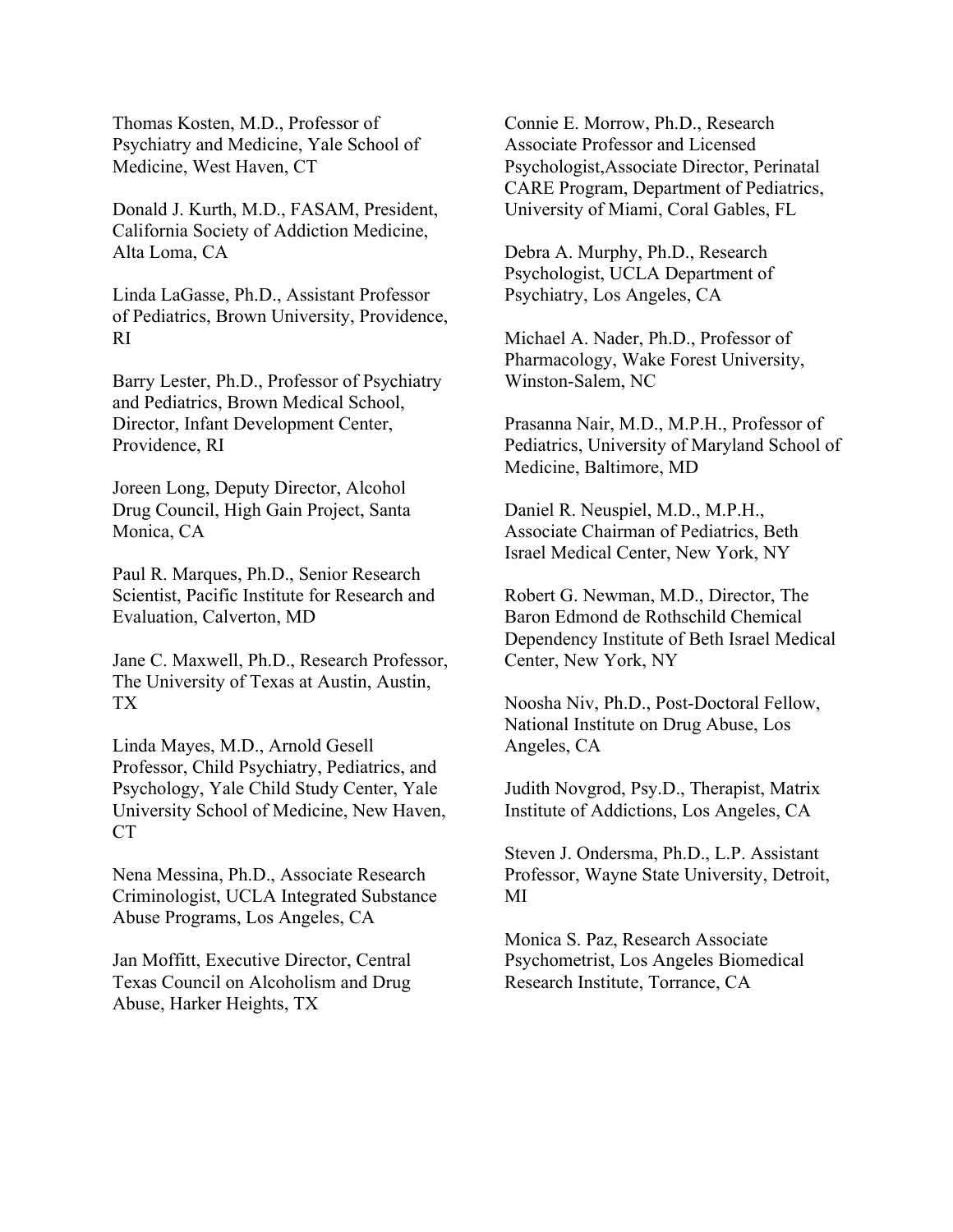Thomas Kosten, M.D., Professor of Psychiatry and Medicine, Yale School of Medicine, West Haven, CT

Donald J. Kurth, M.D., FASAM, President, California Society of Addiction Medicine, Alta Loma, CA

Linda LaGasse, Ph.D., Assistant Professor of Pediatrics, Brown University, Providence, RI

Barry Lester, Ph.D., Professor of Psychiatry and Pediatrics, Brown Medical School, Director, Infant Development Center, Providence, RI

Joreen Long, Deputy Director, Alcohol Drug Council, High Gain Project, Santa Monica, CA

Paul R. Marques, Ph.D., Senior Research Scientist, Pacific Institute for Research and Evaluation, Calverton, MD

Jane C. Maxwell, Ph.D., Research Professor, The University of Texas at Austin, Austin, TX

Linda Mayes, M.D., Arnold Gesell Professor, Child Psychiatry, Pediatrics, and Psychology, Yale Child Study Center, Yale University School of Medicine, New Haven, CT

Nena Messina, Ph.D., Associate Research Criminologist, UCLA Integrated Substance Abuse Programs, Los Angeles, CA

Jan Moffitt, Executive Director, Central Texas Council on Alcoholism and Drug Abuse, Harker Heights, TX

Connie E. Morrow, Ph.D., Research Associate Professor and Licensed Psychologist,Associate Director, Perinatal CARE Program, Department of Pediatrics, University of Miami, Coral Gables, FL

Debra A. Murphy, Ph.D., Research Psychologist, UCLA Department of Psychiatry, Los Angeles, CA

Michael A. Nader, Ph.D., Professor of Pharmacology, Wake Forest University, Winston-Salem, NC

Prasanna Nair, M.D., M.P.H., Professor of Pediatrics, University of Maryland School of Medicine, Baltimore, MD

Daniel R. Neuspiel, M.D., M.P.H., Associate Chairman of Pediatrics, Beth Israel Medical Center, New York, NY

Robert G. Newman, M.D., Director, The Baron Edmond de Rothschild Chemical Dependency Institute of Beth Israel Medical Center, New York, NY

Noosha Niv, Ph.D., Post-Doctoral Fellow, National Institute on Drug Abuse, Los Angeles, CA

Judith Novgrod, Psy.D., Therapist, Matrix Institute of Addictions, Los Angeles, CA

Steven J. Ondersma, Ph.D., L.P. Assistant Professor, Wayne State University, Detroit, MI

Monica S. Paz, Research Associate Psychometrist, Los Angeles Biomedical Research Institute, Torrance, CA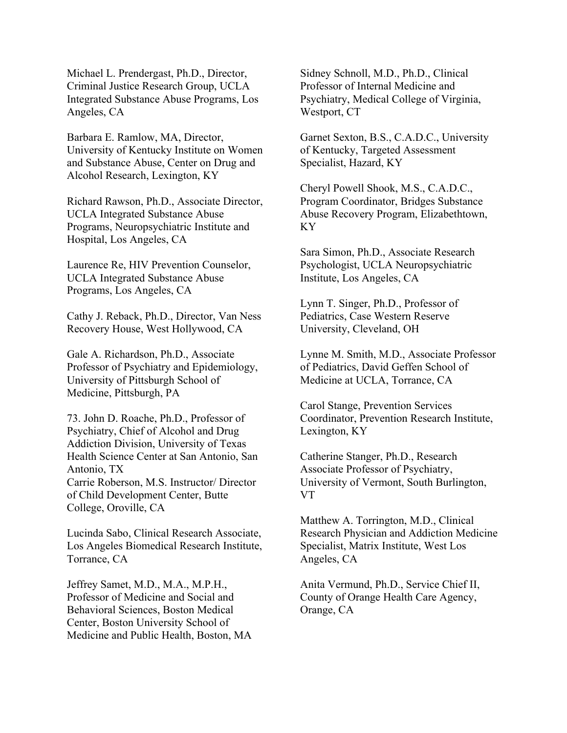Michael L. Prendergast, Ph.D., Director, Criminal Justice Research Group, UCLA Integrated Substance Abuse Programs, Los Angeles, CA

Barbara E. Ramlow, MA, Director, University of Kentucky Institute on Women and Substance Abuse, Center on Drug and Alcohol Research, Lexington, KY

Richard Rawson, Ph.D., Associate Director, UCLA Integrated Substance Abuse Programs, Neuropsychiatric Institute and Hospital, Los Angeles, CA

Laurence Re, HIV Prevention Counselor, UCLA Integrated Substance Abuse Programs, Los Angeles, CA

Cathy J. Reback, Ph.D., Director, Van Ness Recovery House, West Hollywood, CA

Gale A. Richardson, Ph.D., Associate Professor of Psychiatry and Epidemiology, University of Pittsburgh School of Medicine, Pittsburgh, PA

73. John D. Roache, Ph.D., Professor of Psychiatry, Chief of Alcohol and Drug Addiction Division, University of Texas Health Science Center at San Antonio, San Antonio, TX
Carrie Roberson, M.S. Instructor/ Director of Child Development Center, Butte College, Oroville, CA

Lucinda Sabo, Clinical Research Associate, Los Angeles Biomedical Research Institute, Torrance, CA

Jeffrey Samet, M.D., M.A., M.P.H., Professor of Medicine and Social and Behavioral Sciences, Boston Medical Center, Boston University School of Medicine and Public Health, Boston, MA

Sidney Schnoll, M.D., Ph.D., Clinical Professor of Internal Medicine and Psychiatry, Medical College of Virginia, Westport, CT

Garnet Sexton, B.S., C.A.D.C., University of Kentucky, Targeted Assessment Specialist, Hazard, KY

Cheryl Powell Shook, M.S., C.A.D.C., Program Coordinator, Bridges Substance Abuse Recovery Program, Elizabethtown, KY

Sara Simon, Ph.D., Associate Research Psychologist, UCLA Neuropsychiatric Institute, Los Angeles, CA

Lynn T. Singer, Ph.D., Professor of Pediatrics, Case Western Reserve University, Cleveland, OH

Lynne M. Smith, M.D., Associate Professor of Pediatrics, David Geffen School of Medicine at UCLA, Torrance, CA

Carol Stange, Prevention Services Coordinator, Prevention Research Institute, Lexington, KY

Catherine Stanger, Ph.D., Research Associate Professor of Psychiatry, University of Vermont, South Burlington, VT

Matthew A. Torrington, M.D., Clinical Research Physician and Addiction Medicine Specialist, Matrix Institute, West Los Angeles, CA

Anita Vermund, Ph.D., Service Chief II, County of Orange Health Care Agency, Orange, CA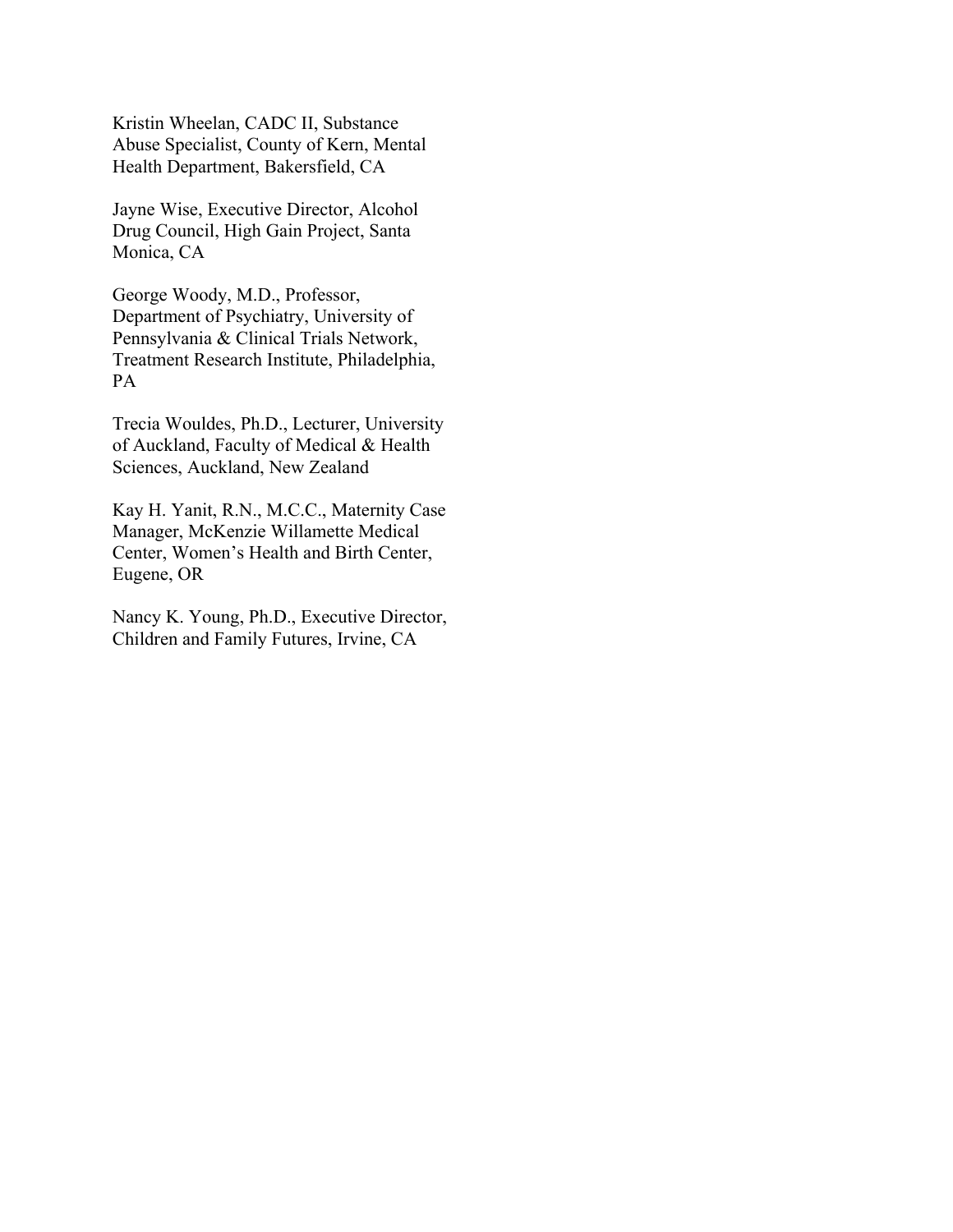Kristin Wheelan, CADC II, Substance Abuse Specialist, County of Kern, Mental Health Department, Bakersfield, CA

Jayne Wise, Executive Director, Alcohol Drug Council, High Gain Project, Santa Monica, CA

George Woody, M.D., Professor, Department of Psychiatry, University of Pennsylvania & Clinical Trials Network, Treatment Research Institute, Philadelphia, PA

Trecia Wouldes, Ph.D., Lecturer, University of Auckland, Faculty of Medical & Health Sciences, Auckland, New Zealand

Kay H. Yanit, R.N., M.C.C., Maternity Case Manager, McKenzie Willamette Medical Center, Women's Health and Birth Center, Eugene, OR

Nancy K. Young, Ph.D., Executive Director, Children and Family Futures, Irvine, CA